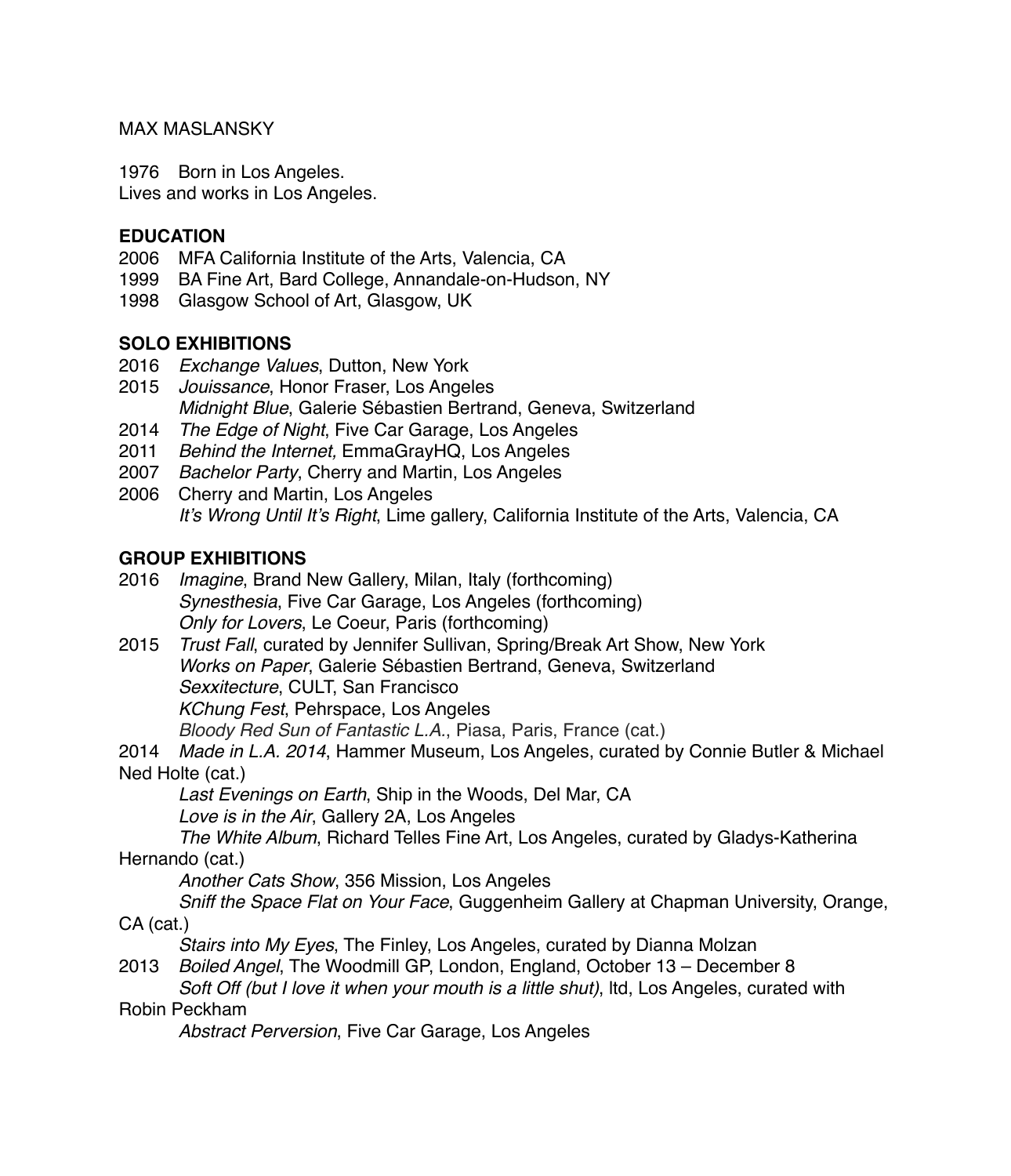MAX MASLANSKY

1976 Born in Los Angeles.
Lives and works in Los Angeles.

**EDUCATION**

2006 MFA California Institute of the Arts, Valencia, CA
1999 BA Fine Art, Bard College, Annandale-on-Hudson, NY
1998 Glasgow School of Art, Glasgow, UK

**SOLO EXHIBITIONS**

2016 *Exchange Values*, Dutton, New York
2015 *Jouissance*, Honor Fraser, Los Angeles
*Midnight Blue*, Galerie Sébastien Bertrand, Geneva, Switzerland
2014 *The Edge of Night*, Five Car Garage, Los Angeles
2011 *Behind the Internet,* EmmaGrayHQ, Los Angeles
2007 *Bachelor Party*, Cherry and Martin, Los Angeles
2006 Cherry and Martin, Los Angeles
*It's Wrong Until It's Right*, Lime gallery, California Institute of the Arts, Valencia, CA

**GROUP EXHIBITIONS**

2016 *Imagine*, Brand New Gallery, Milan, Italy (forthcoming)
*Synesthesia*, Five Car Garage, Los Angeles (forthcoming)
*Only for Lovers*, Le Coeur, Paris (forthcoming)
2015 *Trust Fall*, curated by Jennifer Sullivan, Spring/Break Art Show, New York
*Works on Paper*, Galerie Sébastien Bertrand, Geneva, Switzerland
*Sexxitecture*, CULT, San Francisco
*KChung Fest*, Pehrspace, Los Angeles
*Bloody Red Sun of Fantastic L.A.*, Piasa, Paris, France (cat.)
2014 *Made in L.A. 2014*, Hammer Museum, Los Angeles, curated by Connie Butler & Michael Ned Holte (cat.)
*Last Evenings on Earth*, Ship in the Woods, Del Mar, CA
*Love is in the Air*, Gallery 2A, Los Angeles
*The White Album*, Richard Telles Fine Art, Los Angeles, curated by Gladys-Katherina Hernando (cat.)
*Another Cats Show*, 356 Mission, Los Angeles
*Sniff the Space Flat on Your Face*, Guggenheim Gallery at Chapman University, Orange, CA (cat.)
*Stairs into My Eyes*, The Finley, Los Angeles, curated by Dianna Molzan
2013 *Boiled Angel*, The Woodmill GP, London, England, October 13 – December 8
*Soft Off (but I love it when your mouth is a little shut)*, ltd, Los Angeles, curated with Robin Peckham
*Abstract Perversion*, Five Car Garage, Los Angeles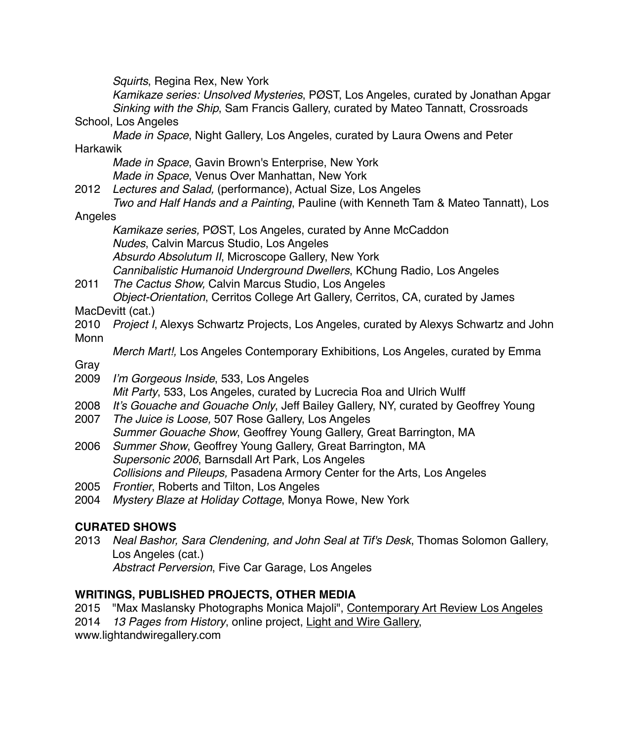*Squirts*, Regina Rex, New York
*Kamikaze series: Unsolved Mysteries*, PØST, Los Angeles, curated by Jonathan Apgar
*Sinking with the Ship*, Sam Francis Gallery, curated by Mateo Tannatt, Crossroads School, Los Angeles
*Made in Space*, Night Gallery, Los Angeles, curated by Laura Owens and Peter Harkawik
*Made in Space*, Gavin Brown's Enterprise, New York
*Made in Space*, Venus Over Manhattan, New York

2012 *Lectures and Salad,* (performance), Actual Size, Los Angeles
*Two and Half Hands and a Painting*, Pauline (with Kenneth Tam & Mateo Tannatt), Los Angeles
*Kamikaze series,* PØST, Los Angeles, curated by Anne McCaddon
*Nudes*, Calvin Marcus Studio, Los Angeles
*Absurdo Absolutum II*, Microscope Gallery, New York
*Cannibalistic Humanoid Underground Dwellers*, KChung Radio, Los Angeles

2011 *The Cactus Show,* Calvin Marcus Studio, Los Angeles
*Object-Orientation*, Cerritos College Art Gallery, Cerritos, CA, curated by James MacDevitt (cat.)

2010 *Project I*, Alexys Schwartz Projects, Los Angeles, curated by Alexys Schwartz and John Monn
*Merch Mart!,* Los Angeles Contemporary Exhibitions, Los Angeles, curated by Emma Gray

2009 *I'm Gorgeous Inside*, 533, Los Angeles
*Mit Party*, 533, Los Angeles, curated by Lucrecia Roa and Ulrich Wulff

2008 *It's Gouache and Gouache Only*, Jeff Bailey Gallery, NY, curated by Geoffrey Young

2007 *The Juice is Loose,* 507 Rose Gallery, Los Angeles
*Summer Gouache Show*, Geoffrey Young Gallery, Great Barrington, MA

2006 *Summer Show*, Geoffrey Young Gallery, Great Barrington, MA
*Supersonic 2006*, Barnsdall Art Park, Los Angeles
*Collisions and Pileups,* Pasadena Armory Center for the Arts, Los Angeles

2005 *Frontier*, Roberts and Tilton, Los Angeles

2004 *Mystery Blaze at Holiday Cottage*, Monya Rowe, New York

**CURATED SHOWS**

2013 *Neal Bashor, Sara Clendening, and John Seal at Tif's Desk*, Thomas Solomon Gallery, Los Angeles (cat.)
*Abstract Perversion*, Five Car Garage, Los Angeles

**WRITINGS, PUBLISHED PROJECTS, OTHER MEDIA**

2015 "Max Maslansky Photographs Monica Majoli", Contemporary Art Review Los Angeles

2014 *13 Pages from History*, online project, Light and Wire Gallery, www.lightandwiregallery.com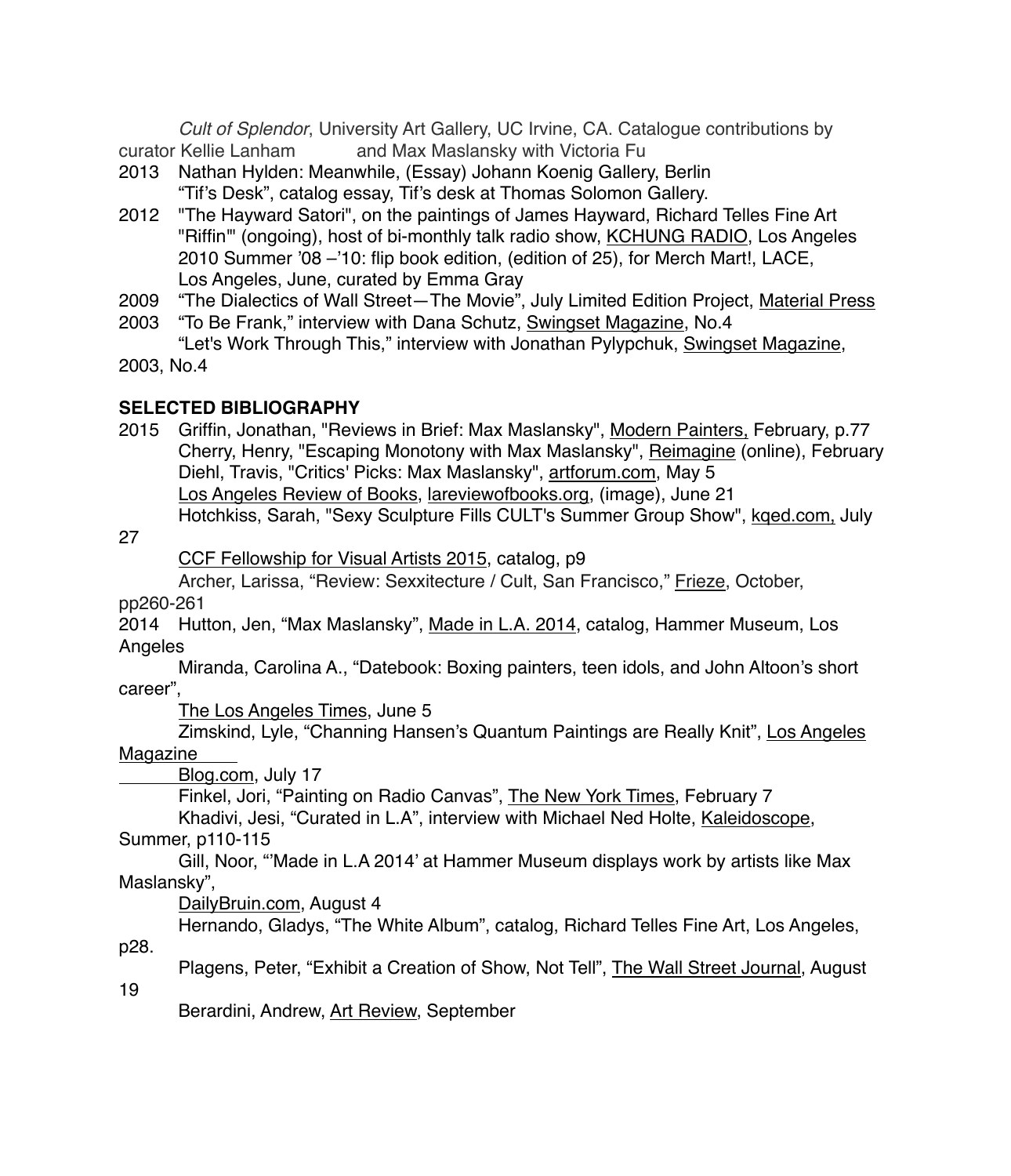*Cult of Splendor*, University Art Gallery, UC Irvine, CA. Catalogue contributions by curator Kellie Lanham and Max Maslansky with Victoria Fu

2013 Nathan Hylden: Meanwhile, (Essay) Johann Koenig Gallery, Berlin
"Tif's Desk", catalog essay, Tif's desk at Thomas Solomon Gallery.

2012 "The Hayward Satori", on the paintings of James Hayward, Richard Telles Fine Art
"Riffin'" (ongoing), host of bi-monthly talk radio show, KCHUNG RADIO, Los Angeles
2010 Summer '08 –'10: flip book edition, (edition of 25), for Merch Mart!, LACE, Los Angeles, June, curated by Emma Gray

2009 "The Dialectics of Wall Street—The Movie", July Limited Edition Project, Material Press

2003 "To Be Frank," interview with Dana Schutz, Swingset Magazine, No.4
"Let's Work Through This," interview with Jonathan Pylypchuk, Swingset Magazine, 2003, No.4

**SELECTED BIBLIOGRAPHY**

2015 Griffin, Jonathan, "Reviews in Brief: Max Maslansky", Modern Painters, February, p.77
Cherry, Henry, "Escaping Monotony with Max Maslansky", Reimagine (online), February
Diehl, Travis, "Critics' Picks: Max Maslansky", artforum.com, May 5
Los Angeles Review of Books, lareviewofbooks.org, (image), June 21
Hotchkiss, Sarah, "Sexy Sculpture Fills CULT's Summer Group Show", kqed.com, July 27
CCF Fellowship for Visual Artists 2015, catalog, p9
Archer, Larissa, "Review: Sexxitecture / Cult, San Francisco," Frieze, October, pp260-261

2014 Hutton, Jen, "Max Maslansky", Made in L.A. 2014, catalog, Hammer Museum, Los Angeles
Miranda, Carolina A., "Datebook: Boxing painters, teen idols, and John Altoon's short career", The Los Angeles Times, June 5
Zimskind, Lyle, "Channing Hansen's Quantum Paintings are Really Knit", Los Angeles Magazine Blog.com, July 17
Finkel, Jori, "Painting on Radio Canvas", The New York Times, February 7
Khadivi, Jesi, "Curated in L.A", interview with Michael Ned Holte, Kaleidoscope, Summer, p110-115
Gill, Noor, "'Made in L.A 2014' at Hammer Museum displays work by artists like Max Maslansky", DailyBruin.com, August 4
Hernando, Gladys, "The White Album", catalog, Richard Telles Fine Art, Los Angeles, p28.
Plagens, Peter, "Exhibit a Creation of Show, Not Tell", The Wall Street Journal, August 19
Berardini, Andrew, Art Review, September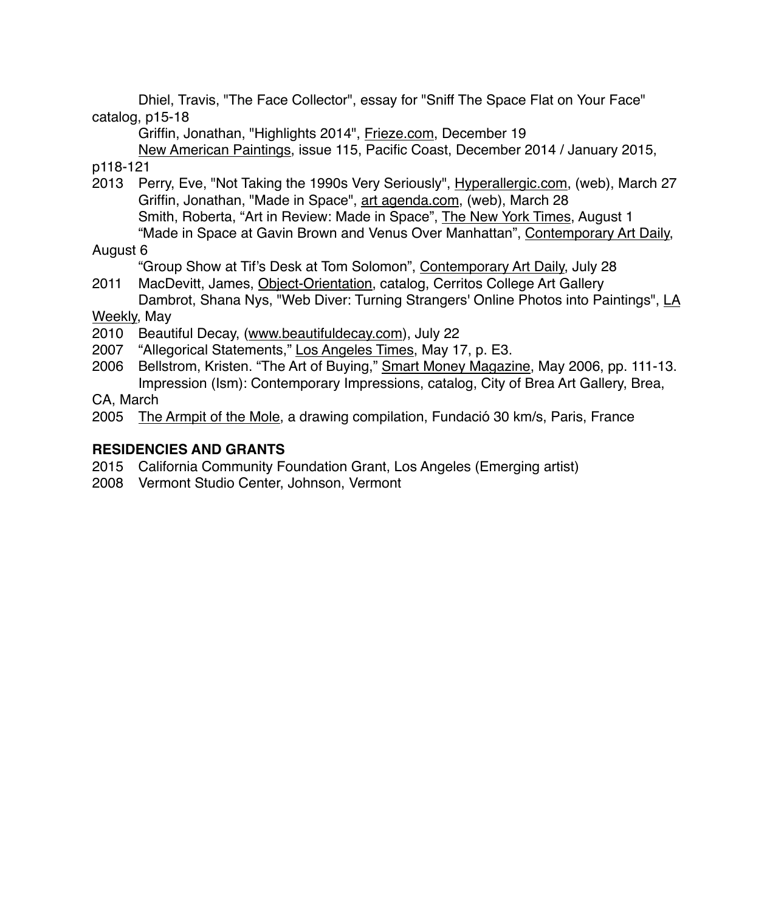Dhiel, Travis, "The Face Collector", essay for "Sniff The Space Flat on Your Face" catalog, p15-18

Griffin, Jonathan, "Highlights 2014", Frieze.com, December 19

New American Paintings, issue 115, Pacific Coast, December 2014 / January 2015, p118-121

2013 Perry, Eve, "Not Taking the 1990s Very Seriously", Hyperallergic.com, (web), March 27

Griffin, Jonathan, "Made in Space", art agenda.com, (web), March 28

Smith, Roberta, "Art in Review: Made in Space", The New York Times, August 1

"Made in Space at Gavin Brown and Venus Over Manhattan", Contemporary Art Daily, August 6

"Group Show at Tif's Desk at Tom Solomon", Contemporary Art Daily, July 28

2011 MacDevitt, James, Object-Orientation, catalog, Cerritos College Art Gallery

Dambrot, Shana Nys, "Web Diver: Turning Strangers' Online Photos into Paintings", LA Weekly, May

2010 Beautiful Decay, (www.beautifuldecay.com), July 22

2007 "Allegorical Statements," Los Angeles Times, May 17, p. E3.

2006 Bellstrom, Kristen. "The Art of Buying," Smart Money Magazine, May 2006, pp. 111-13.

Impression (Ism): Contemporary Impressions, catalog, City of Brea Art Gallery, Brea, CA, March

2005 The Armpit of the Mole, a drawing compilation, Fundació 30 km/s, Paris, France

**RESIDENCIES AND GRANTS**

2015 California Community Foundation Grant, Los Angeles (Emerging artist)

2008 Vermont Studio Center, Johnson, Vermont